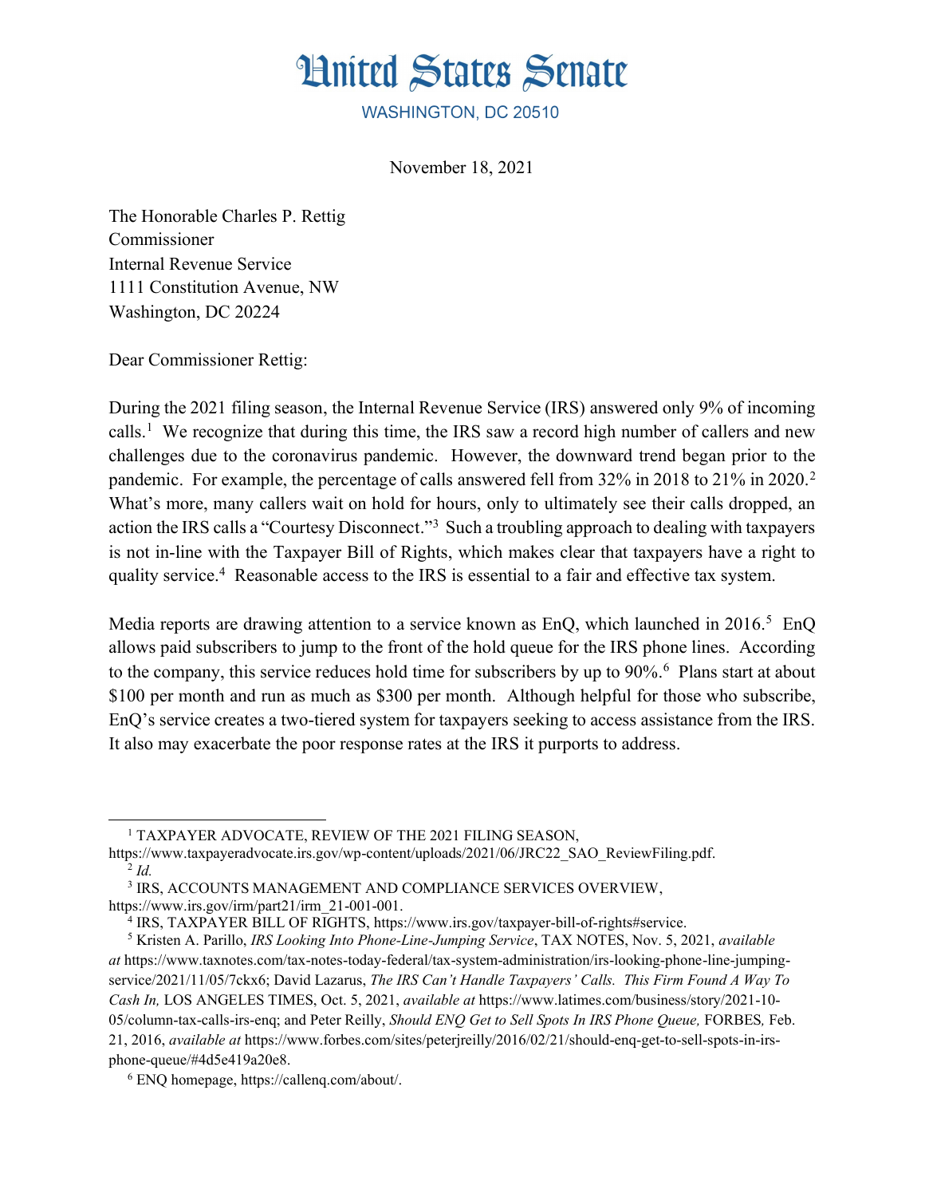# United States Senate

WASHINGTON, DC 20510

November 18, 2021

The Honorable Charles P. Rettig
Commissioner
Internal Revenue Service
1111 Constitution Avenue, NW
Washington, DC 20224

Dear Commissioner Rettig:

During the 2021 filing season, the Internal Revenue Service (IRS) answered only 9% of incoming calls.[1] We recognize that during this time, the IRS saw a record high number of callers and new challenges due to the coronavirus pandemic. However, the downward trend began prior to the pandemic. For example, the percentage of calls answered fell from 32% in 2018 to 21% in 2020.[2] What's more, many callers wait on hold for hours, only to ultimately see their calls dropped, an action the IRS calls a "Courtesy Disconnect."[3] Such a troubling approach to dealing with taxpayers is not in-line with the Taxpayer Bill of Rights, which makes clear that taxpayers have a right to quality service.[4] Reasonable access to the IRS is essential to a fair and effective tax system.

Media reports are drawing attention to a service known as EnQ, which launched in 2016.[5] EnQ allows paid subscribers to jump to the front of the hold queue for the IRS phone lines. According to the company, this service reduces hold time for subscribers by up to 90%.[6] Plans start at about $100 per month and run as much as $300 per month. Although helpful for those who subscribe, EnQ's service creates a two-tiered system for taxpayers seeking to access assistance from the IRS. It also may exacerbate the poor response rates at the IRS it purports to address.

---

[1] TAXPAYER ADVOCATE, REVIEW OF THE 2021 FILING SEASON, https://www.taxpayeradvocate.irs.gov/wp-content/uploads/2021/06/JRC22_SAO_ReviewFiling.pdf.

[2] *Id.*

[3] IRS, ACCOUNTS MANAGEMENT AND COMPLIANCE SERVICES OVERVIEW, https://www.irs.gov/irm/part21/irm_21-001-001.

[4] IRS, TAXPAYER BILL OF RIGHTS, https://www.irs.gov/taxpayer-bill-of-rights#service.

[5] Kristen A. Parillo, *IRS Looking Into Phone-Line-Jumping Service*, TAX NOTES, Nov. 5, 2021, *available at* https://www.taxnotes.com/tax-notes-today-federal/tax-system-administration/irs-looking-phone-line-jumping-service/2021/11/05/7ckx6; David Lazarus, *The IRS Can't Handle Taxpayers' Calls. This Firm Found A Way To Cash In,* LOS ANGELES TIMES, Oct. 5, 2021, *available at* https://www.latimes.com/business/story/2021-10-05/column-tax-calls-irs-enq; and Peter Reilly, *Should ENQ Get to Sell Spots In IRS Phone Queue,* FORBES, Feb. 21, 2016, *available at* https://www.forbes.com/sites/peterjreilly/2016/02/21/should-enq-get-to-sell-spots-in-irs-phone-queue/#4d5e419a20e8.

[6] ENQ homepage, https://callenq.com/about/.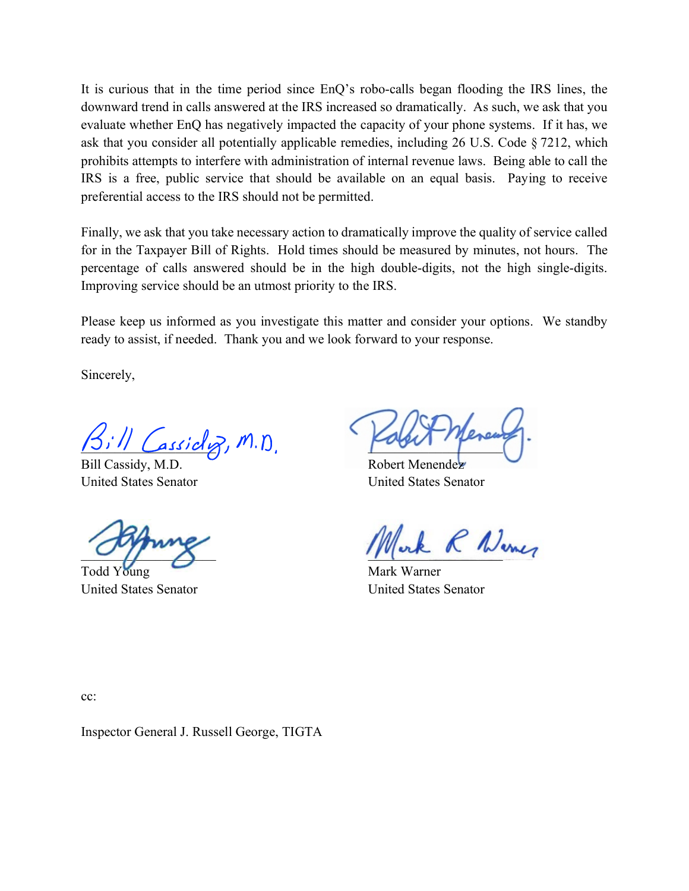It is curious that in the time period since EnQ's robo-calls began flooding the IRS lines, the downward trend in calls answered at the IRS increased so dramatically. As such, we ask that you evaluate whether EnQ has negatively impacted the capacity of your phone systems. If it has, we ask that you consider all potentially applicable remedies, including 26 U.S. Code § 7212, which prohibits attempts to interfere with administration of internal revenue laws. Being able to call the IRS is a free, public service that should be available on an equal basis. Paying to receive preferential access to the IRS should not be permitted.

Finally, we ask that you take necessary action to dramatically improve the quality of service called for in the Taxpayer Bill of Rights. Hold times should be measured by minutes, not hours. The percentage of calls answered should be in the high double-digits, not the high single-digits. Improving service should be an utmost priority to the IRS.

Please keep us informed as you investigate this matter and consider your options. We standby ready to assist, if needed. Thank you and we look forward to your response.

Sincerely,

Bill Cassidy, M.D.
United States Senator

Robert Menendez
United States Senator

Todd Young
United States Senator

Mark Warner
United States Senator

cc:

Inspector General J. Russell George, TIGTA